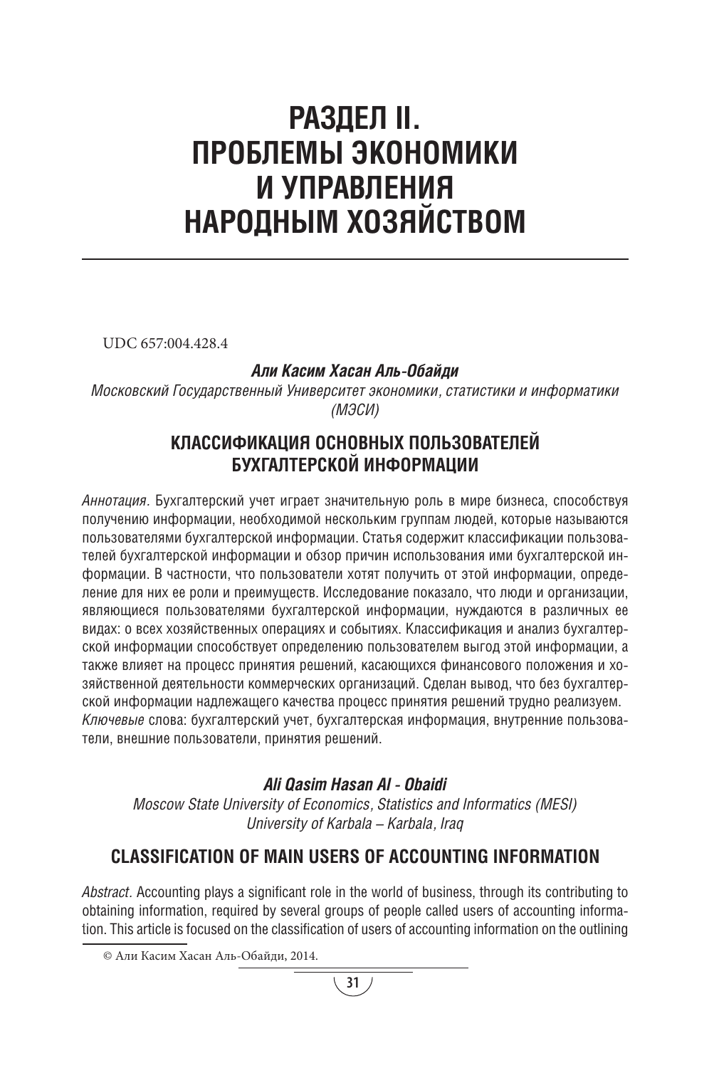# РАЗДЕЛ II. ПРОБЛЕМЫ ЭКОНОМИКИ И УПРАВЛЕНИЯ НАРОДНЫМ ХОЗЯЙСТВОМ

UDC 657:004.428.4

***Али Касим Хасан Аль-Обайди***

*Московский Государственный Университет экономики, статистики и информатики (МЭСИ)*

## КЛАССИФИКАЦИЯ ОСНОВНЫХ ПОЛЬЗОВАТЕЛЕЙ БУХГАЛТЕРСКОЙ ИНФОРМАЦИИ

*Аннотация.* Бухгалтерский учет играет значительную роль в мире бизнеса, способствуя получению информации, необходимой нескольким группам людей, которые называются пользователями бухгалтерской информации. Статья содержит классификации пользователей бухгалтерской информации и обзор причин использования ими бухгалтерской информации. В частности, что пользователи хотят получить от этой информации, определение для них ее роли и преимуществ. Исследование показало, что люди и организации, являющиеся пользователями бухгалтерской информации, нуждаются в различных ее видах: о всех хозяйственных операциях и событиях. Классификация и анализ бухгалтерской информации способствует определению пользователем выгод этой информации, а также влияет на процесс принятия решений, касающихся финансового положения и хозяйственной деятельности коммерческих организаций. Сделан вывод, что без бухгалтерской информации надлежащего качества процесс принятия решений трудно реализуем.
*Ключевые* слова: бухгалтерский учет, бухгалтерская информация, внутренние пользователи, внешние пользователи, принятия решений.

***Ali Qasim Hasan Al - Obaidi***

*Moscow State University of Economics, Statistics and Informatics (MESI)*
*University of Karbala – Karbala, Iraq*

## CLASSIFICATION OF MAIN USERS OF ACCOUNTING INFORMATION

*Abstract.* Accounting plays a significant role in the world of business, through its contributing to obtaining information, required by several groups of people called users of accounting information. This article is focused on the classification of users of accounting information on the outlining

© Али Касим Хасан Аль-Обайди, 2014.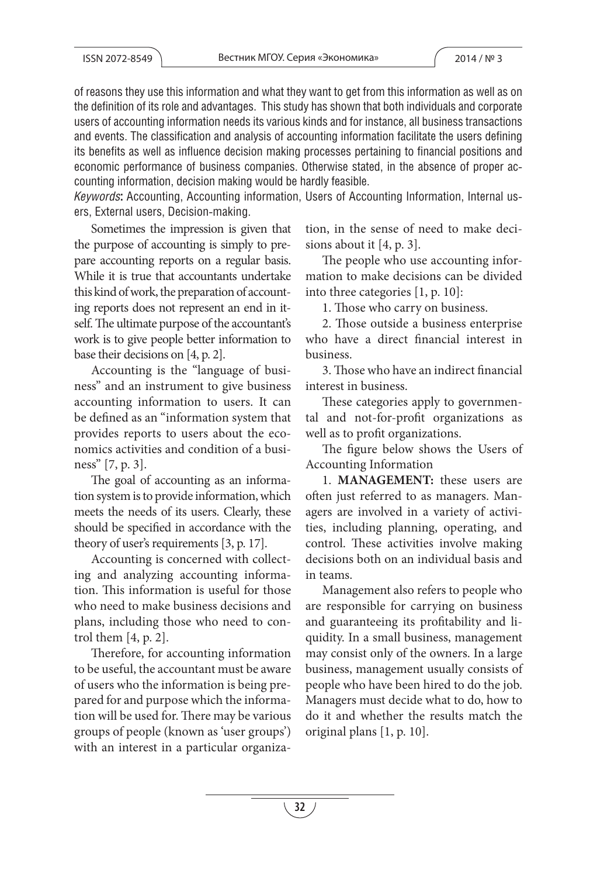of reasons they use this information and what they want to get from this information as well as on the definition of its role and advantages. This study has shown that both individuals and corporate users of accounting information needs its various kinds and for instance, all business transactions and events. The classification and analysis of accounting information facilitate the users defining its benefits as well as influence decision making processes pertaining to financial positions and economic performance of business companies. Otherwise stated, in the absence of proper accounting information, decision making would be hardly feasible.

*Keywords***:** Accounting, Accounting information, Users of Accounting Information, Internal users, External users, Decision-making.

Sometimes the impression is given that the purpose of accounting is simply to prepare accounting reports on a regular basis. While it is true that accountants undertake this kind of work, the preparation of accounting reports does not represent an end in itself. The ultimate purpose of the accountant's work is to give people better information to base their decisions on [4, p. 2].

Accounting is the "language of business" and an instrument to give business accounting information to users. It can be defined as an "information system that provides reports to users about the economics activities and condition of a business" [7, p. 3].

The goal of accounting as an information system is to provide information, which meets the needs of its users. Clearly, these should be specified in accordance with the theory of user's requirements [3, p. 17].

Accounting is concerned with collecting and analyzing accounting information. This information is useful for those who need to make business decisions and plans, including those who need to control them [4, p. 2].

Therefore, for accounting information to be useful, the accountant must be aware of users who the information is being prepared for and purpose which the information will be used for. There may be various groups of people (known as 'user groups') with an interest in a particular organization, in the sense of need to make decisions about it [4, p. 3].

The people who use accounting information to make decisions can be divided into three categories [1, p. 10]:

1. Those who carry on business.

2. Those outside a business enterprise who have a direct financial interest in business.

3. Those who have an indirect financial interest in business.

These categories apply to governmental and not-for-profit organizations as well as to profit organizations.

The figure below shows the Users of Accounting Information

1. **MANAGEMENT:** these users are often just referred to as managers. Managers are involved in a variety of activities, including planning, operating, and control. These activities involve making decisions both on an individual basis and in teams.

Management also refers to people who are responsible for carrying on business and guaranteeing its profitability and liquidity. In a small business, management may consist only of the owners. In a large business, management usually consists of people who have been hired to do the job. Managers must decide what to do, how to do it and whether the results match the original plans [1, p. 10].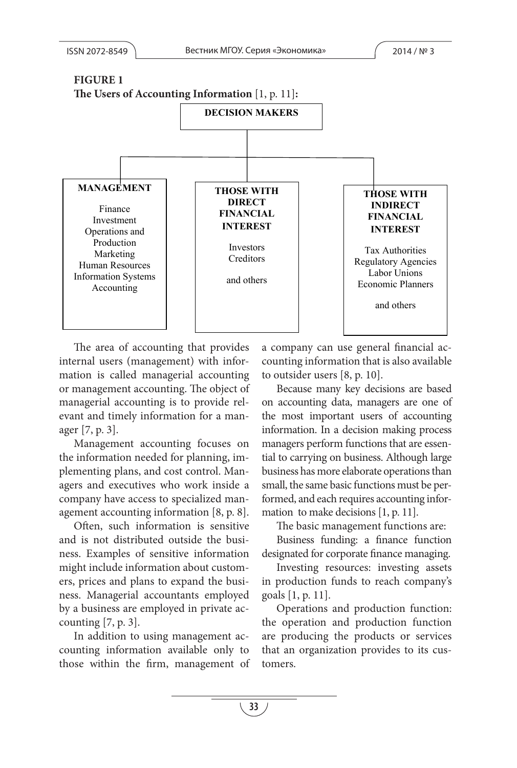**FIGURE 1**
**The Users of Accounting Information** [1, p. 11]**:**

**DECISION MAKERS**

| MANAGEMENT | THOSE WITH DIRECT FINANCIAL INTEREST | THOSE WITH INDIRECT FINANCIAL INTEREST |
|---|---|---|
| Finance<br>Investment<br>Operations and Production<br>Marketing<br>Human Resources<br>Information Systems<br>Accounting | Investors<br>Creditors<br><br>and others | Tax Authorities<br>Regulatory Agencies<br>Labor Unions<br>Economic Planners<br><br>and others |

The area of accounting that provides internal users (management) with information is called managerial accounting or management accounting. The object of managerial accounting is to provide relevant and timely information for a manager [7, p. 3].

Management accounting focuses on the information needed for planning, implementing plans, and cost control. Managers and executives who work inside a company have access to specialized management accounting information [8, p. 8].

Often, such information is sensitive and is not distributed outside the business. Examples of sensitive information might include information about customers, prices and plans to expand the business. Managerial accountants employed by a business are employed in private accounting [7, p. 3].

In addition to using management accounting information available only to those within the firm, management of a company can use general financial accounting information that is also available to outsider users [8, p. 10].

Because many key decisions are based on accounting data, managers are one of the most important users of accounting information. In a decision making process managers perform functions that are essential to carrying on business. Although large business has more elaborate operations than small, the same basic functions must be performed, and each requires accounting information to make decisions [1, p. 11].

The basic management functions are:

Business funding: a finance function designated for corporate finance managing.

Investing resources: investing assets in production funds to reach company's goals [1, p. 11].

Operations and production function: the operation and production function are producing the products or services that an organization provides to its customers.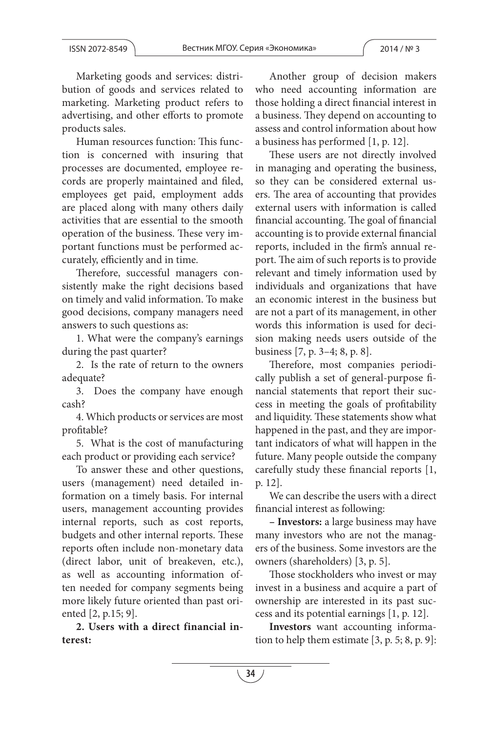Marketing goods and services: distribution of goods and services related to marketing. Marketing product refers to advertising, and other efforts to promote products sales.

Human resources function: This function is concerned with insuring that processes are documented, employee records are properly maintained and filed, employees get paid, employment adds are placed along with many others daily activities that are essential to the smooth operation of the business. These very important functions must be performed accurately, efficiently and in time.

Therefore, successful managers consistently make the right decisions based on timely and valid information. To make good decisions, company managers need answers to such questions as:

1. What were the company's earnings during the past quarter?

2. Is the rate of return to the owners adequate?

3. Does the company have enough cash?

4. Which products or services are most profitable?

5. What is the cost of manufacturing each product or providing each service?

To answer these and other questions, users (management) need detailed information on a timely basis. For internal users, management accounting provides internal reports, such as cost reports, budgets and other internal reports. These reports often include non-monetary data (direct labor, unit of breakeven, etc.), as well as accounting information often needed for company segments being more likely future oriented than past oriented [2, p.15; 9].

**2. Users with a direct financial interest:**

Another group of decision makers who need accounting information are those holding a direct financial interest in a business. They depend on accounting to assess and control information about how a business has performed [1, p. 12].

These users are not directly involved in managing and operating the business, so they can be considered external users. The area of accounting that provides external users with information is called financial accounting. The goal of financial accounting is to provide external financial reports, included in the firm's annual report. The aim of such reports is to provide relevant and timely information used by individuals and organizations that have an economic interest in the business but are not a part of its management, in other words this information is used for decision making needs users outside of the business [7, p. 3–4; 8, p. 8].

Therefore, most companies periodically publish a set of general-purpose financial statements that report their success in meeting the goals of profitability and liquidity. These statements show what happened in the past, and they are important indicators of what will happen in the future. Many people outside the company carefully study these financial reports [1, p. 12].

We can describe the users with a direct financial interest as following:

– **Investors:** a large business may have many investors who are not the managers of the business. Some investors are the owners (shareholders) [3, p. 5].

Those stockholders who invest or may invest in a business and acquire a part of ownership are interested in its past success and its potential earnings [1, p. 12].

**Investors** want accounting information to help them estimate [3, p. 5; 8, p. 9]: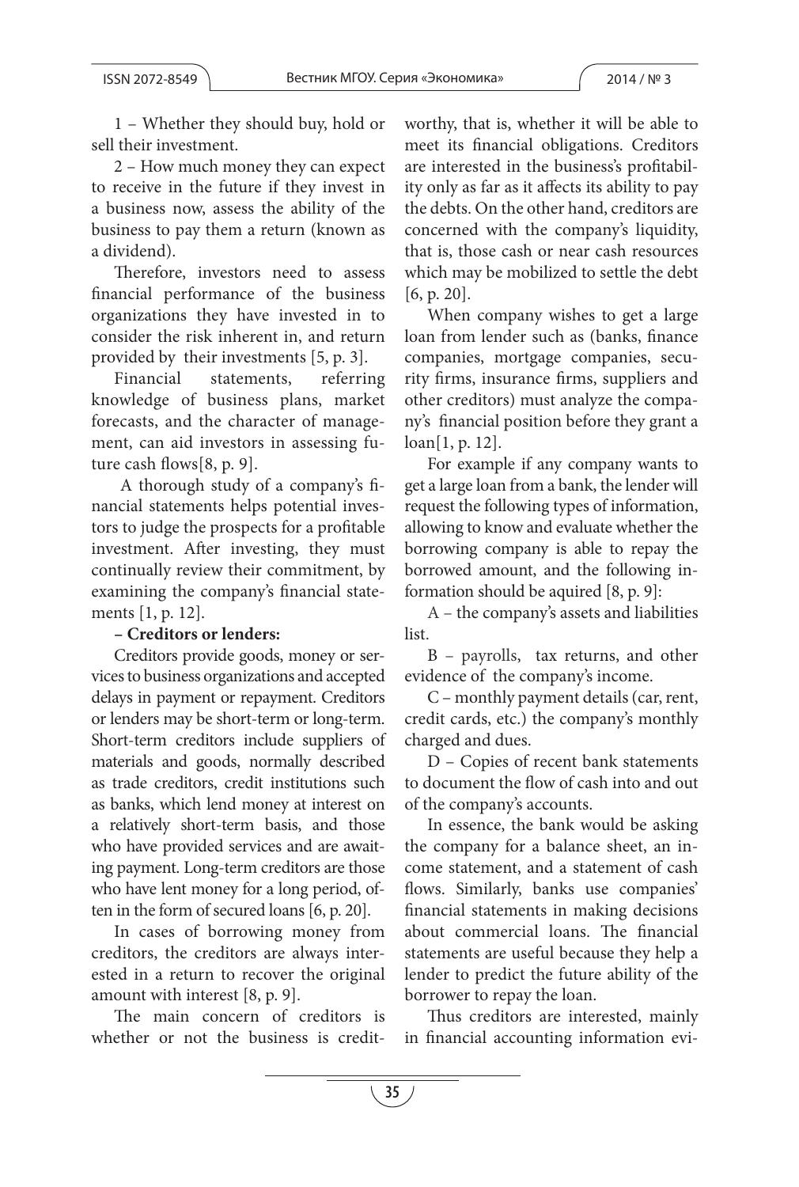1 – Whether they should buy, hold or sell their investment.

2 – How much money they can expect to receive in the future if they invest in a business now, assess the ability of the business to pay them a return (known as a dividend).

Therefore, investors need to assess financial performance of the business organizations they have invested in to consider the risk inherent in, and return provided by their investments [5, p. 3].

Financial statements, referring knowledge of business plans, market forecasts, and the character of management, can aid investors in assessing future cash flows[8, p. 9].

A thorough study of a company's financial statements helps potential investors to judge the prospects for a profitable investment. After investing, they must continually review their commitment, by examining the company's financial statements [1, p. 12].

**– Creditors or lenders:**

Creditors provide goods, money or services to business organizations and accepted delays in payment or repayment. Creditors or lenders may be short-term or long-term. Short-term creditors include suppliers of materials and goods, normally described as trade creditors, credit institutions such as banks, which lend money at interest on a relatively short-term basis, and those who have provided services and are awaiting payment. Long-term creditors are those who have lent money for a long period, often in the form of secured loans [6, p. 20].

In cases of borrowing money from creditors, the creditors are always interested in a return to recover the original amount with interest [8, p. 9].

The main concern of creditors is whether or not the business is creditworthy, that is, whether it will be able to meet its financial obligations. Creditors are interested in the business's profitability only as far as it affects its ability to pay the debts. On the other hand, creditors are concerned with the company's liquidity, that is, those cash or near cash resources which may be mobilized to settle the debt [6, p. 20].

When company wishes to get a large loan from lender such as (banks, finance companies, mortgage companies, security firms, insurance firms, suppliers and other creditors) must analyze the company's financial position before they grant a loan[1, p. 12].

For example if any company wants to get a large loan from a bank, the lender will request the following types of information, allowing to know and evaluate whether the borrowing company is able to repay the borrowed amount, and the following information should be aquired [8, p. 9]:

A – the company's assets and liabilities list.

B – payrolls, tax returns, and other evidence of the company's income.

C – monthly payment details (car, rent, credit cards, etc.) the company's monthly charged and dues.

D – Copies of recent bank statements to document the flow of cash into and out of the company's accounts.

In essence, the bank would be asking the company for a balance sheet, an income statement, and a statement of cash flows. Similarly, banks use companies' financial statements in making decisions about commercial loans. The financial statements are useful because they help a lender to predict the future ability of the borrower to repay the loan.

Thus creditors are interested, mainly in financial accounting information evi-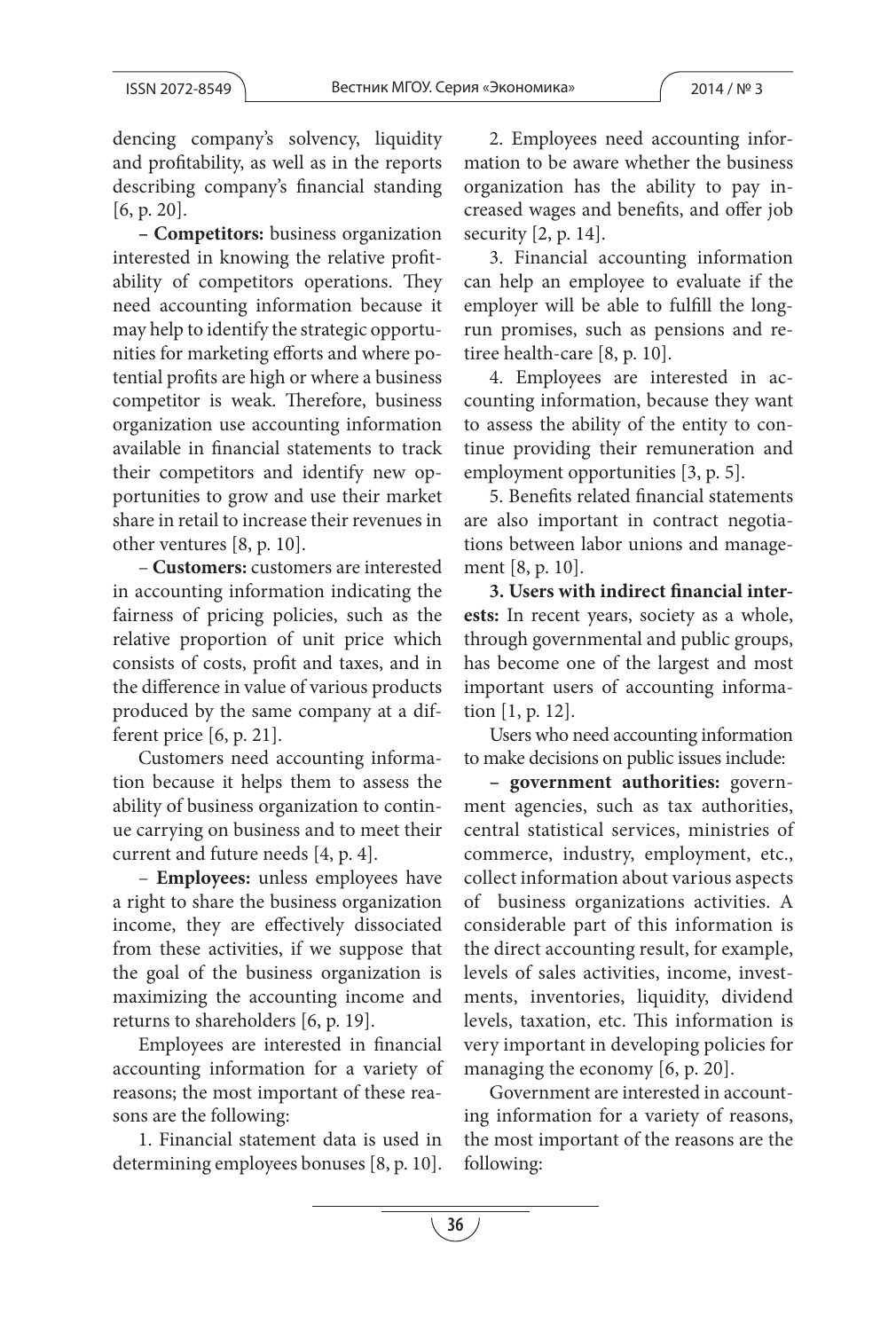dencing company's solvency, liquidity and profitability, as well as in the reports describing company's financial standing [6, p. 20].

**– Competitors:** business organization interested in knowing the relative profitability of competitors operations. They need accounting information because it may help to identify the strategic opportunities for marketing efforts and where potential profits are high or where a business competitor is weak. Therefore, business organization use accounting information available in financial statements to track their competitors and identify new opportunities to grow and use their market share in retail to increase their revenues in other ventures [8, p. 10].

– **Customers:** customers are interested in accounting information indicating the fairness of pricing policies, such as the relative proportion of unit price which consists of costs, profit and taxes, and in the difference in value of various products produced by the same company at a different price [6, p. 21].

Customers need accounting information because it helps them to assess the ability of business organization to continue carrying on business and to meet their current and future needs [4, p. 4].

– **Employees:** unless employees have a right to share the business organization income, they are effectively dissociated from these activities, if we suppose that the goal of the business organization is maximizing the accounting income and returns to shareholders [6, p. 19].

Employees are interested in financial accounting information for a variety of reasons; the most important of these reasons are the following:

1. Financial statement data is used in determining employees bonuses [8, p. 10].

2. Employees need accounting information to be aware whether the business organization has the ability to pay increased wages and benefits, and offer job security [2, p. 14].

3. Financial accounting information can help an employee to evaluate if the employer will be able to fulfill the long-run promises, such as pensions and retiree health-care [8, p. 10].

4. Employees are interested in accounting information, because they want to assess the ability of the entity to continue providing their remuneration and employment opportunities [3, p. 5].

5. Benefits related financial statements are also important in contract negotiations between labor unions and management [8, p. 10].

**3. Users with indirect financial interests:** In recent years, society as a whole, through governmental and public groups, has become one of the largest and most important users of accounting information [1, p. 12].

Users who need accounting information to make decisions on public issues include:

**– government authorities:** government agencies, such as tax authorities, central statistical services, ministries of commerce, industry, employment, etc., collect information about various aspects of business organizations activities. A considerable part of this information is the direct accounting result, for example, levels of sales activities, income, investments, inventories, liquidity, dividend levels, taxation, etc. This information is very important in developing policies for managing the economy [6, p. 20].

Government are interested in accounting information for a variety of reasons, the most important of the reasons are the following: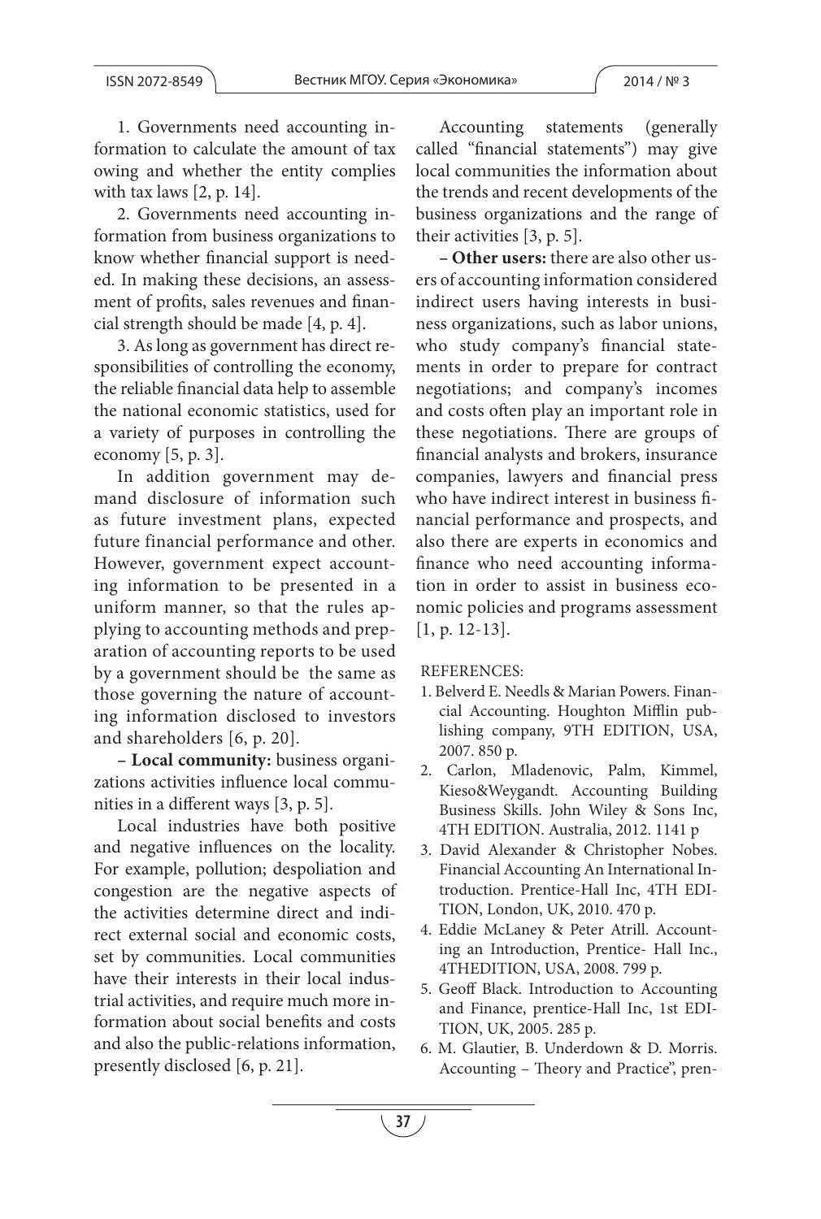1. Governments need accounting information to calculate the amount of tax owing and whether the entity complies with tax laws [2, p. 14].

2. Governments need accounting information from business organizations to know whether financial support is needed. In making these decisions, an assessment of profits, sales revenues and financial strength should be made [4, p. 4].

3. As long as government has direct responsibilities of controlling the economy, the reliable financial data help to assemble the national economic statistics, used for a variety of purposes in controlling the economy [5, p. 3].

In addition government may demand disclosure of information such as future investment plans, expected future financial performance and other. However, government expect accounting information to be presented in a uniform manner, so that the rules applying to accounting methods and preparation of accounting reports to be used by a government should be the same as those governing the nature of accounting information disclosed to investors and shareholders [6, p. 20].

**– Local community:** business organizations activities influence local communities in a different ways [3, p. 5].

Local industries have both positive and negative influences on the locality. For example, pollution; despoliation and congestion are the negative aspects of the activities determine direct and indirect external social and economic costs, set by communities. Local communities have their interests in their local industrial activities, and require much more information about social benefits and costs and also the public-relations information, presently disclosed [6, p. 21].

Accounting statements (generally called "financial statements") may give local communities the information about the trends and recent developments of the business organizations and the range of their activities [3, p. 5].

**– Other users:** there are also other users of accounting information considered indirect users having interests in business organizations, such as labor unions, who study company's financial statements in order to prepare for contract negotiations; and company's incomes and costs often play an important role in these negotiations. There are groups of financial analysts and brokers, insurance companies, lawyers and financial press who have indirect interest in business financial performance and prospects, and also there are experts in economics and finance who need accounting information in order to assist in business economic policies and programs assessment [1, p. 12-13].

REFERENCES:

1. Belverd E. Needls & Marian Powers. Financial Accounting. Houghton Mifflin publishing company, 9TH EDITION, USA, 2007. 850 p.
2. Carlon, Mladenovic, Palm, Kimmel, Kieso&Weygandt. Accounting Building Business Skills. John Wiley & Sons Inc, 4TH EDITION. Australia, 2012. 1141 p
3. David Alexander & Christopher Nobes. Financial Accounting An International Introduction. Prentice-Hall Inc, 4TH EDITION, London, UK, 2010. 470 p.
4. Eddie McLaney & Peter Atrill. Accounting an Introduction, Prentice- Hall Inc., 4THEDITION, USA, 2008. 799 p.
5. Geoff Black. Introduction to Accounting and Finance, prentice-Hall Inc, 1st EDITION, UK, 2005. 285 p.
6. M. Glautier, B. Underdown & D. Morris. Accounting – Theory and Practice", pren-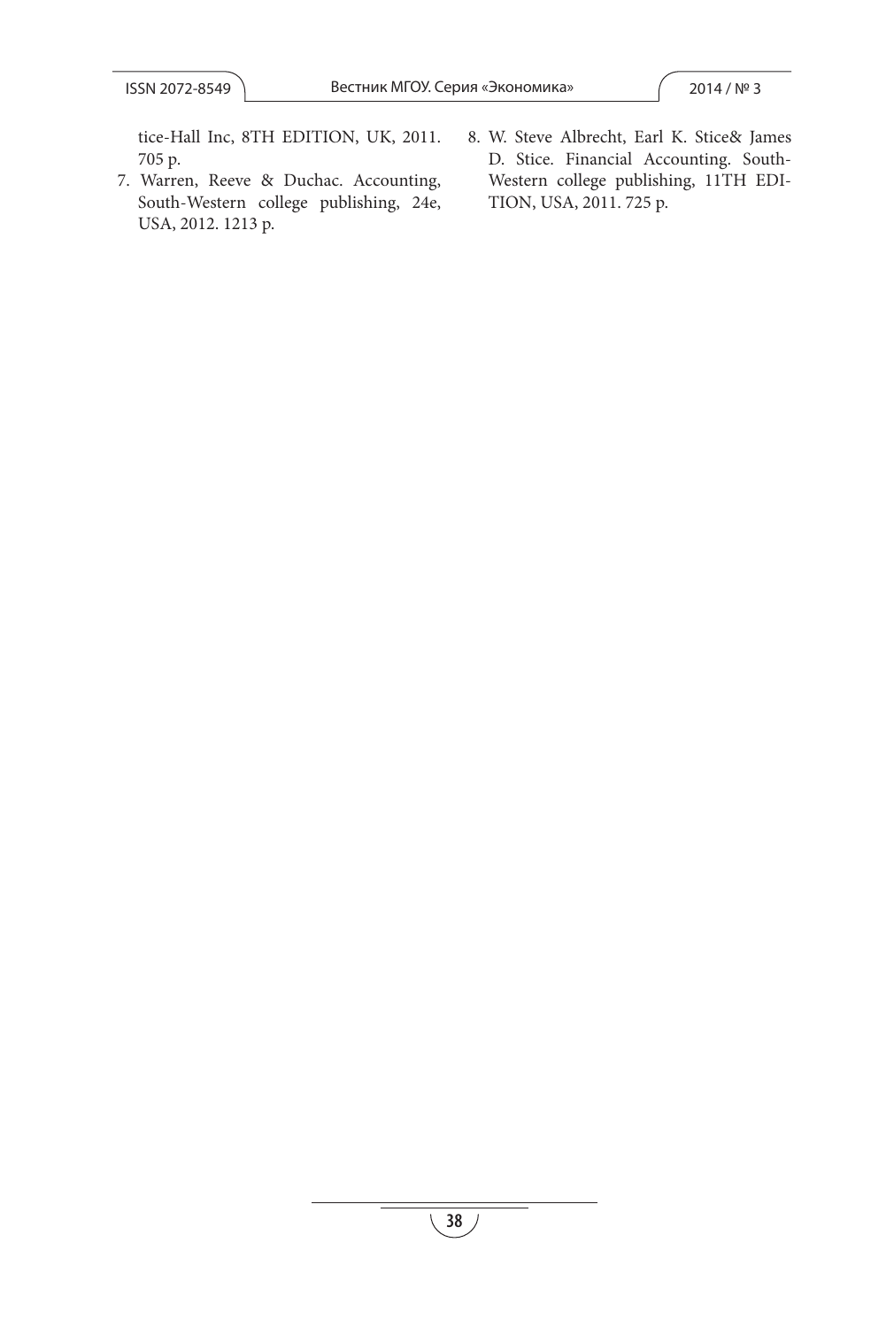tice-Hall Inc, 8TH EDITION, UK, 2011. 705 p.

7. Warren, Reeve & Duchac. Accounting, South-Western college publishing, 24e, USA, 2012. 1213 p.
8. W. Steve Albrecht, Earl K. Stice& James D. Stice. Financial Accounting. South-Western college publishing, 11TH EDITION, USA, 2011. 725 p.